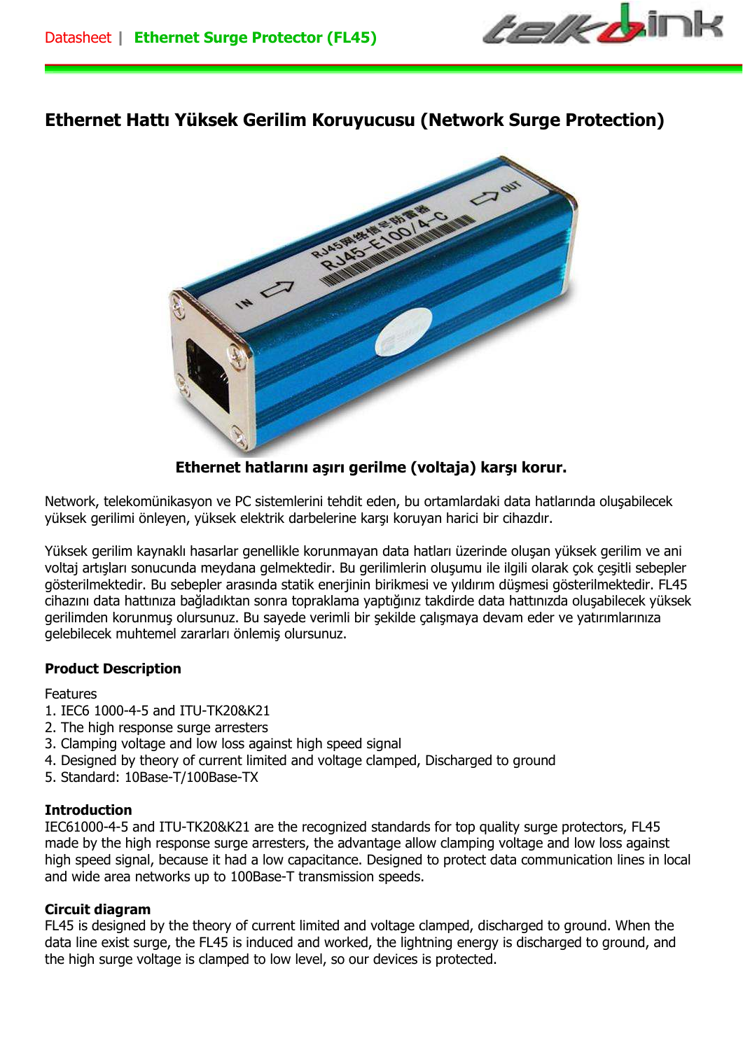Datasheet | Ethernet Surge Protector (FL45)

# Ethernet Hattı Yüksek Gerilim Koruyucusu (Network Surge Protection)

**Ethernet hatlarını aşırı gerilme (voltaja) karşı korur.**

Network, telekomünikasyon ve PC sistemlerini tehdit eden, bu ortamlardaki data hatlarında oluşabilecek yüksek gerilimi önleyen, yüksek elektrik darbelerine karşı koruyan harici bir cihazdır.

Yüksek gerilim kaynaklı hasarlar genellikle korunmayan data hatları üzerinde oluşan yüksek gerilim ve ani voltaj artışları sonucunda meydana gelmektedir. Bu gerilimlerin oluşumu ile ilgili olarak çok çeşitli sebepler gösterilmektedir. Bu sebepler arasında statik enerjinin birikmesi ve yıldırım düşmesi gösterilmektedir. FL45 cihazını data hattınıza bağladıktan sonra topraklama yaptığınız takdirde data hattınızda oluşabilecek yüksek gerilimden korunmuş olursunuz. Bu sayede verimli bir şekilde çalışmaya devam eder ve yatırımlarınıza gelebilecek muhtemel zararları önlemiş olursunuz.

### Product Description

Features
1. IEC6 1000-4-5 and ITU-TK20&K21
2. The high response surge arresters
3. Clamping voltage and low loss against high speed signal
4. Designed by theory of current limited and voltage clamped, Discharged to ground
5. Standard: 10Base-T/100Base-TX

### Introduction

IEC61000-4-5 and ITU-TK20&K21 are the recognized standards for top quality surge protectors, FL45 made by the high response surge arresters, the advantage allow clamping voltage and low loss against high speed signal, because it had a low capacitance. Designed to protect data communication lines in local and wide area networks up to 100Base-T transmission speeds.

### Circuit diagram

FL45 is designed by the theory of current limited and voltage clamped, discharged to ground. When the data line exist surge, the FL45 is induced and worked, the lightning energy is discharged to ground, and the high surge voltage is clamped to low level, so our devices is protected.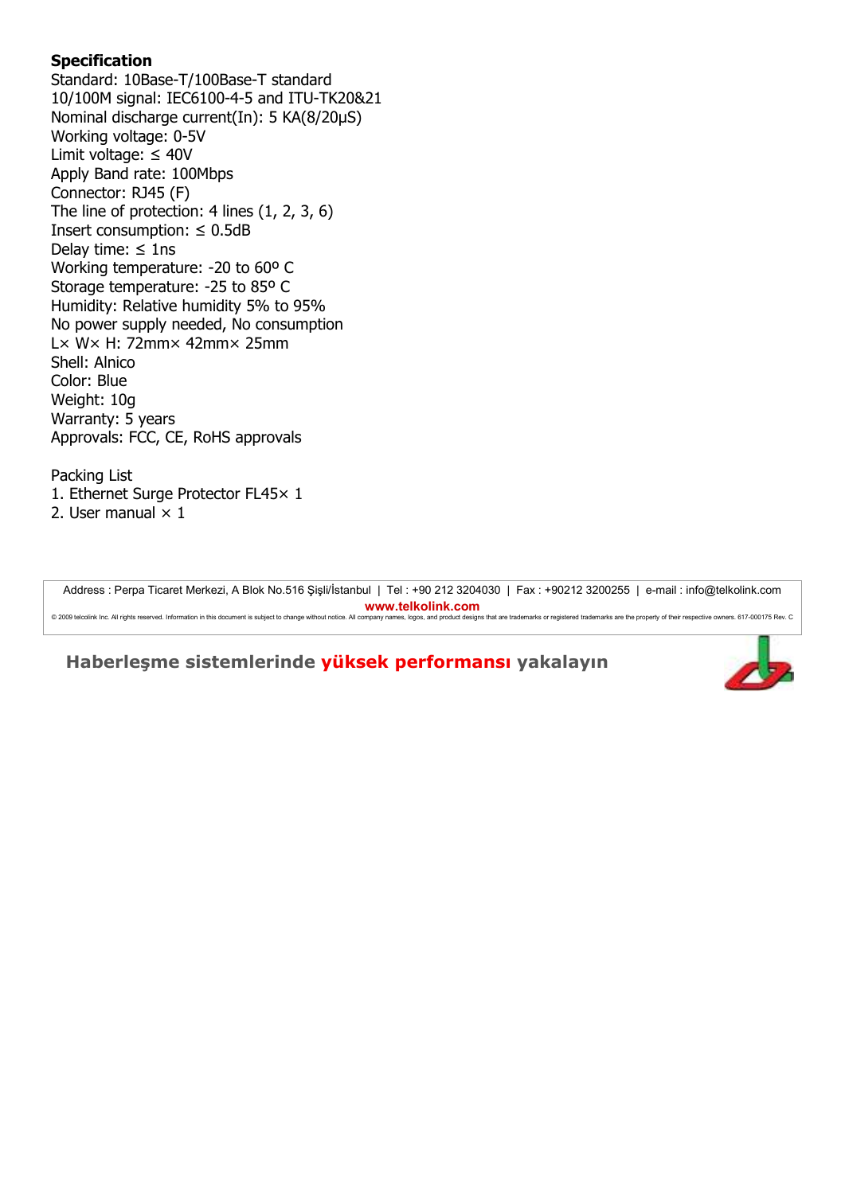**Specification**

Standard: 10Base-T/100Base-T standard
10/100M signal: IEC6100-4-5 and ITU-TK20&21
Nominal discharge current(In): 5 KA(8/20μS)
Working voltage: 0-5V
Limit voltage: ≤ 40V
Apply Band rate: 100Mbps
Connector: RJ45 (F)
The line of protection: 4 lines (1, 2, 3, 6)
Insert consumption: ≤ 0.5dB
Delay time: ≤ 1ns
Working temperature: -20 to 60º C
Storage temperature: -25 to 85º C
Humidity: Relative humidity 5% to 95%
No power supply needed, No consumption
L× W× H: 72mm× 42mm× 25mm
Shell: Alnico
Color: Blue
Weight: 10g
Warranty: 5 years
Approvals: FCC, CE, RoHS approvals

Packing List

1. Ethernet Surge Protector FL45× 1
2. User manual × 1

Address : Perpa Ticaret Merkezi, A Blok No.516 Şişli/İstanbul | Tel : +90 212 3204030 | Fax : +90212 3200255 | e-mail : info@telkolink.com

**www.telkolink.com**

© 2009 telcolink Inc. All rights reserved. Information in this document is subject to change without notice. All company names, logos, and product designs that are trademarks or registered trademarks are the property of their respective owners. 617-000175 Rev. C

**Haberleşme sistemlerinde yüksek performansı yakalayın**